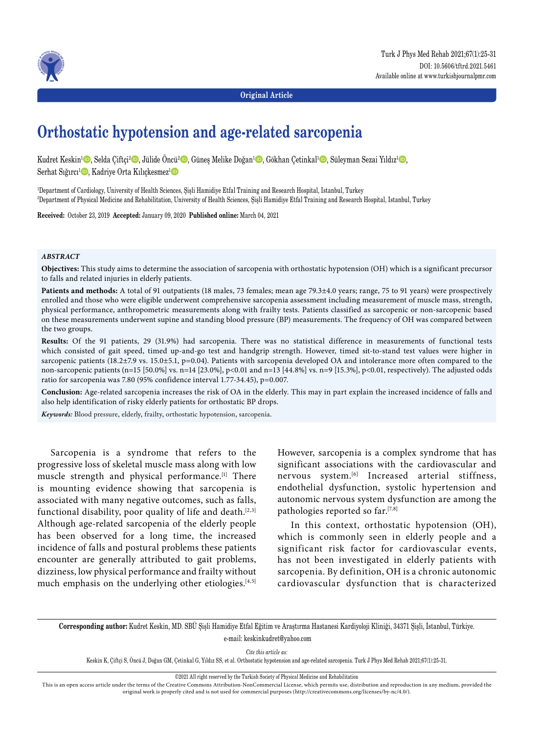Original Article

# Orthostatic hypotension and age-related sarcopenia

Kudret Keskin[1], Selda Çiftçi[2], Jülide Öncü[2], Güneş Melike Doğan[1], Gökhan Çetinkal[1], Süleyman Sezai Yıldız[1], Serhat Sığırcı[1], Kadriye Orta Kılıçkesmez[1]

[1]Department of Cardiology, University of Health Sciences, Şişli Hamidiye Etfal Training and Research Hospital, Istanbul, Turkey
[2]Department of Physical Medicine and Rehabilitation, University of Health Sciences, Şişli Hamidiye Etfal Training and Research Hospital, Istanbul, Turkey

**Received:** October 23, 2019 **Accepted:** January 09, 2020 **Published online:** March 04, 2021

## ABSTRACT

**Objectives:** This study aims to determine the association of sarcopenia with orthostatic hypotension (OH) which is a significant precursor to falls and related injuries in elderly patients.

**Patients and methods:** A total of 91 outpatients (18 males, 73 females; mean age 79.3±4.0 years; range, 75 to 91 years) were prospectively enrolled and those who were eligible underwent comprehensive sarcopenia assessment including measurement of muscle mass, strength, physical performance, anthropometric measurements along with frailty tests. Patients classified as sarcopenic or non-sarcopenic based on these measurements underwent supine and standing blood pressure (BP) measurements. The frequency of OH was compared between the two groups.

**Results:** Of the 91 patients, 29 (31.9%) had sarcopenia. There was no statistical difference in measurements of functional tests which consisted of gait speed, timed up-and-go test and handgrip strength. However, timed sit-to-stand test values were higher in sarcopenic patients (18.2±7.9 vs. 15.0±5.1, p=0.04). Patients with sarcopenia developed OA and intolerance more often compared to the non-sarcopenic patients (n=15 [50.0%] vs. n=14 [23.0%], p<0.01 and n=13 [44.8%] vs. n=9 [15.3%], p<0.01, respectively). The adjusted odds ratio for sarcopenia was 7.80 (95% confidence interval 1.77-34.45), p=0.007.

**Conclusion:** Age-related sarcopenia increases the risk of OA in the elderly. This may in part explain the increased incidence of falls and also help identification of risky elderly patients for orthostatic BP drops.

***Keywords:*** Blood pressure, elderly, frailty, orthostatic hypotension, sarcopenia.

Sarcopenia is a syndrome that refers to the progressive loss of skeletal muscle mass along with low muscle strength and physical performance.[1] There is mounting evidence showing that sarcopenia is associated with many negative outcomes, such as falls, functional disability, poor quality of life and death.[2,3] Although age-related sarcopenia of the elderly people has been observed for a long time, the increased incidence of falls and postural problems these patients encounter are generally attributed to gait problems, dizziness, low physical performance and frailty without much emphasis on the underlying other etiologies.[4,5] However, sarcopenia is a complex syndrome that has significant associations with the cardiovascular and nervous system.[6] Increased arterial stiffness, endothelial dysfunction, systolic hypertension and autonomic nervous system dysfunction are among the pathologies reported so far.[7,8]

In this context, orthostatic hypotension (OH), which is commonly seen in elderly people and a significant risk factor for cardiovascular events, has not been investigated in elderly patients with sarcopenia. By definition, OH is a chronic autonomic cardiovascular dysfunction that is characterized

**Corresponding author:** Kudret Keskin, MD. SBÜ Şişli Hamidiye Etfal Eğitim ve Araştırma Hastanesi Kardiyoloji Kliniği, 34371 Şişli, İstanbul, Türkiye.
e-mail: keskinkudret@yahoo.com

*Cite this article as:*
Keskin K, Çiftçi S, Öncü J, Doğan GM, Çetinkal G, Yıldız SS, et al. Orthostatic hypotension and age-related sarcopenia. Turk J Phys Med Rehab 2021;67(1):25-31.

©2021 All right reserved by the Turkish Society of Physical Medicine and Rehabilitation

This is an open access article under the terms of the Creative Commons Attribution-NonCommercial License, which permits use, distribution and reproduction in any medium, provided the original work is properly cited and is not used for commercial purposes (http://creativecommons.org/licenses/by-nc/4.0/).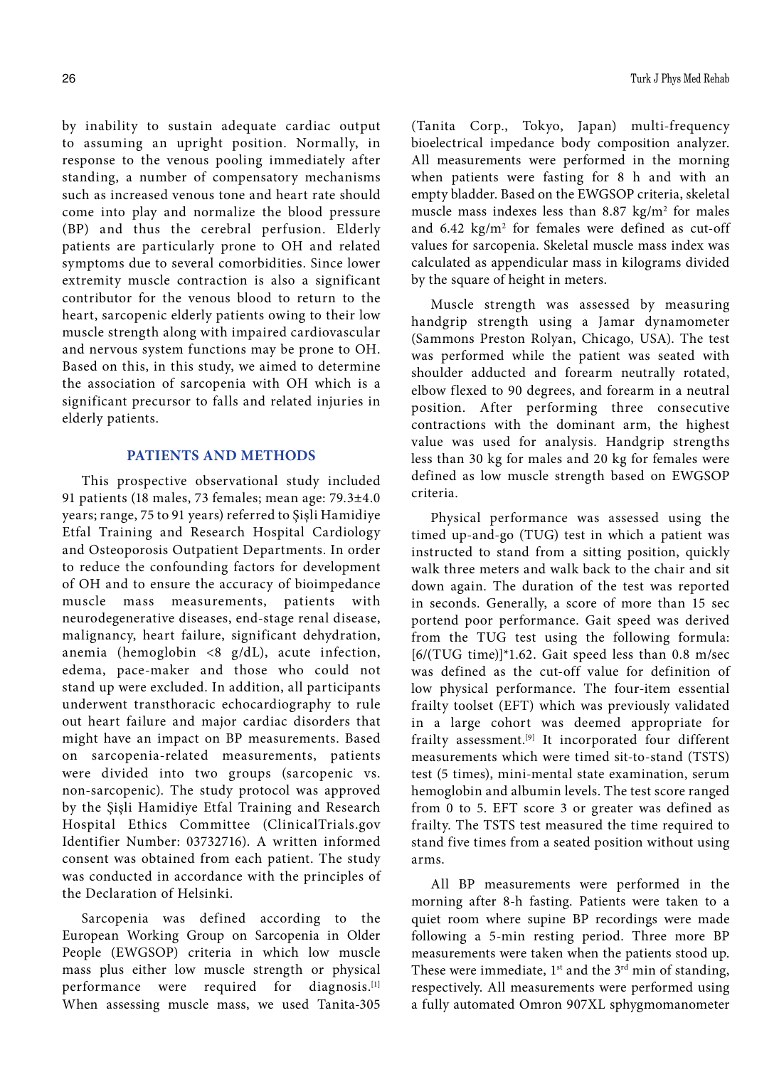by inability to sustain adequate cardiac output to assuming an upright position. Normally, in response to the venous pooling immediately after standing, a number of compensatory mechanisms such as increased venous tone and heart rate should come into play and normalize the blood pressure (BP) and thus the cerebral perfusion. Elderly patients are particularly prone to OH and related symptoms due to several comorbidities. Since lower extremity muscle contraction is also a significant contributor for the venous blood to return to the heart, sarcopenic elderly patients owing to their low muscle strength along with impaired cardiovascular and nervous system functions may be prone to OH. Based on this, in this study, we aimed to determine the association of sarcopenia with OH which is a significant precursor to falls and related injuries in elderly patients.

## PATIENTS AND METHODS

This prospective observational study included 91 patients (18 males, 73 females; mean age: 79.3±4.0 years; range, 75 to 91 years) referred to Şişli Hamidiye Etfal Training and Research Hospital Cardiology and Osteoporosis Outpatient Departments. In order to reduce the confounding factors for development of OH and to ensure the accuracy of bioimpedance muscle mass measurements, patients with neurodegenerative diseases, end-stage renal disease, malignancy, heart failure, significant dehydration, anemia (hemoglobin <8 g/dL), acute infection, edema, pace-maker and those who could not stand up were excluded. In addition, all participants underwent transthoracic echocardiography to rule out heart failure and major cardiac disorders that might have an impact on BP measurements. Based on sarcopenia-related measurements, patients were divided into two groups (sarcopenic vs. non-sarcopenic). The study protocol was approved by the Şişli Hamidiye Etfal Training and Research Hospital Ethics Committee (ClinicalTrials.gov Identifier Number: 03732716). A written informed consent was obtained from each patient. The study was conducted in accordance with the principles of the Declaration of Helsinki.

Sarcopenia was defined according to the European Working Group on Sarcopenia in Older People (EWGSOP) criteria in which low muscle mass plus either low muscle strength or physical performance were required for diagnosis.[1] When assessing muscle mass, we used Tanita-305 (Tanita Corp., Tokyo, Japan) multi-frequency bioelectrical impedance body composition analyzer. All measurements were performed in the morning when patients were fasting for 8 h and with an empty bladder. Based on the EWGSOP criteria, skeletal muscle mass indexes less than 8.87 $kg/m^2$ for males and 6.42 $kg/m^2$ for females were defined as cut-off values for sarcopenia. Skeletal muscle mass index was calculated as appendicular mass in kilograms divided by the square of height in meters.

Muscle strength was assessed by measuring handgrip strength using a Jamar dynamometer (Sammons Preston Rolyan, Chicago, USA). The test was performed while the patient was seated with shoulder adducted and forearm neutrally rotated, elbow flexed to 90 degrees, and forearm in a neutral position. After performing three consecutive contractions with the dominant arm, the highest value was used for analysis. Handgrip strengths less than 30 kg for males and 20 kg for females were defined as low muscle strength based on EWGSOP criteria.

Physical performance was assessed using the timed up-and-go (TUG) test in which a patient was instructed to stand from a sitting position, quickly walk three meters and walk back to the chair and sit down again. The duration of the test was reported in seconds. Generally, a score of more than 15 sec portend poor performance. Gait speed was derived from the TUG test using the following formula: [6/(TUG time)]*1.62. Gait speed less than 0.8 m/sec was defined as the cut-off value for definition of low physical performance. The four-item essential frailty toolset (EFT) which was previously validated in a large cohort was deemed appropriate for frailty assessment.[9] It incorporated four different measurements which were timed sit-to-stand (TSTS) test (5 times), mini-mental state examination, serum hemoglobin and albumin levels. The test score ranged from 0 to 5. EFT score 3 or greater was defined as frailty. The TSTS test measured the time required to stand five times from a seated position without using arms.

All BP measurements were performed in the morning after 8-h fasting. Patients were taken to a quiet room where supine BP recordings were made following a 5-min resting period. Three more BP measurements were taken when the patients stood up. These were immediate, 1st and the 3rd min of standing, respectively. All measurements were performed using a fully automated Omron 907XL sphygmomanometer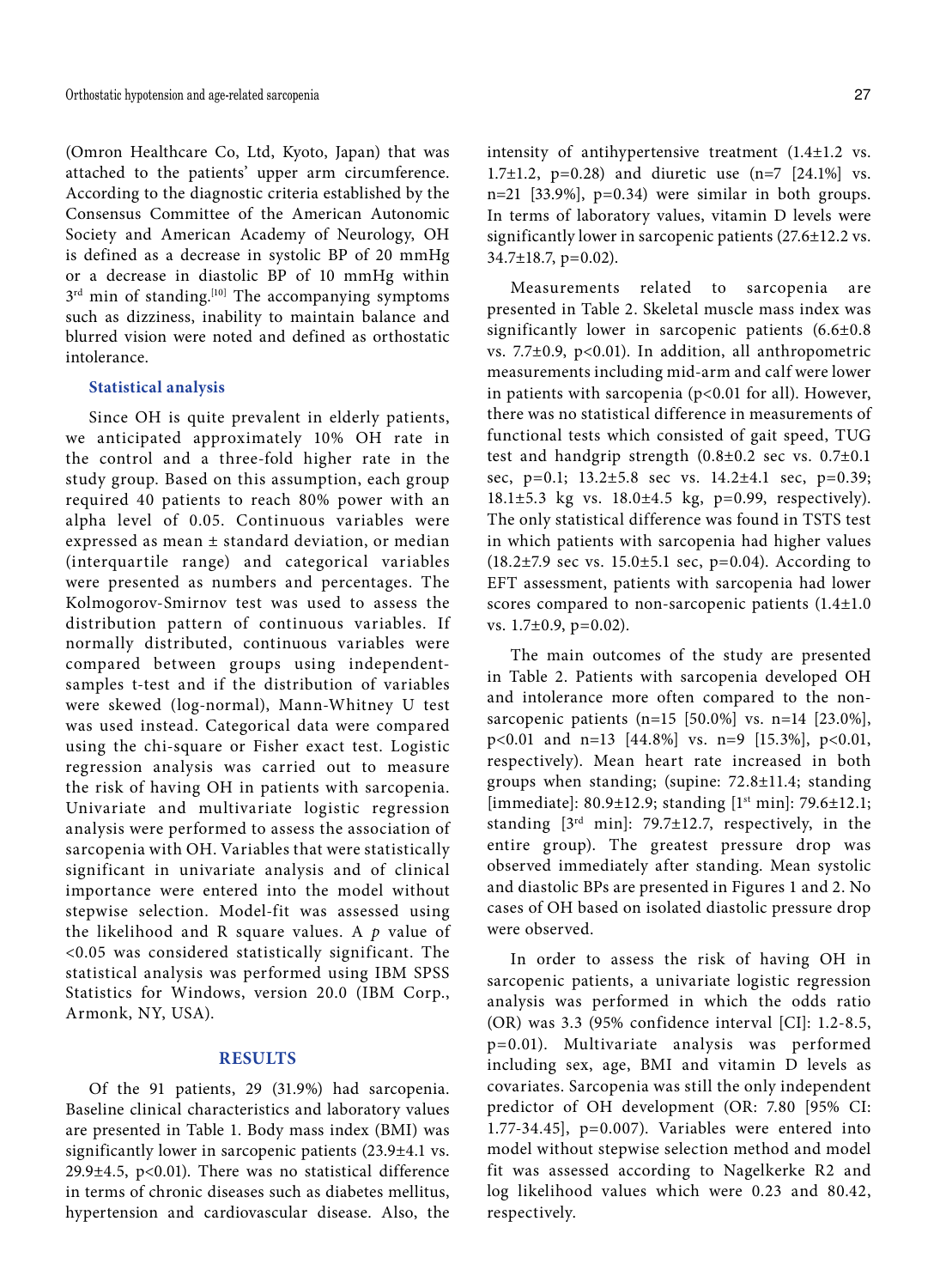(Omron Healthcare Co, Ltd, Kyoto, Japan) that was attached to the patients' upper arm circumference. According to the diagnostic criteria established by the Consensus Committee of the American Autonomic Society and American Academy of Neurology, OH is defined as a decrease in systolic BP of 20 mmHg or a decrease in diastolic BP of 10 mmHg within 3rd min of standing.[10] The accompanying symptoms such as dizziness, inability to maintain balance and blurred vision were noted and defined as orthostatic intolerance.

### Statistical analysis

Since OH is quite prevalent in elderly patients, we anticipated approximately 10% OH rate in the control and a three-fold higher rate in the study group. Based on this assumption, each group required 40 patients to reach 80% power with an alpha level of 0.05. Continuous variables were expressed as mean ± standard deviation, or median (interquartile range) and categorical variables were presented as numbers and percentages. The Kolmogorov-Smirnov test was used to assess the distribution pattern of continuous variables. If normally distributed, continuous variables were compared between groups using independent-samples t-test and if the distribution of variables were skewed (log-normal), Mann-Whitney U test was used instead. Categorical data were compared using the chi-square or Fisher exact test. Logistic regression analysis was carried out to measure the risk of having OH in patients with sarcopenia. Univariate and multivariate logistic regression analysis were performed to assess the association of sarcopenia with OH. Variables that were statistically significant in univariate analysis and of clinical importance were entered into the model without stepwise selection. Model-fit was assessed using the likelihood and R square values. A *p* value of <0.05 was considered statistically significant. The statistical analysis was performed using IBM SPSS Statistics for Windows, version 20.0 (IBM Corp., Armonk, NY, USA).

## RESULTS

Of the 91 patients, 29 (31.9%) had sarcopenia. Baseline clinical characteristics and laboratory values are presented in Table 1. Body mass index (BMI) was significantly lower in sarcopenic patients (23.9±4.1 vs. 29.9±4.5, p<0.01). There was no statistical difference in terms of chronic diseases such as diabetes mellitus, hypertension and cardiovascular disease. Also, the intensity of antihypertensive treatment (1.4±1.2 vs. 1.7±1.2, p=0.28) and diuretic use (n=7 [24.1%] vs. n=21 [33.9%], p=0.34) were similar in both groups. In terms of laboratory values, vitamin D levels were significantly lower in sarcopenic patients (27.6±12.2 vs. 34.7±18.7, p=0.02).

Measurements related to sarcopenia are presented in Table 2. Skeletal muscle mass index was significantly lower in sarcopenic patients (6.6±0.8 vs. 7.7±0.9, p<0.01). In addition, all anthropometric measurements including mid-arm and calf were lower in patients with sarcopenia (p<0.01 for all). However, there was no statistical difference in measurements of functional tests which consisted of gait speed, TUG test and handgrip strength (0.8±0.2 sec vs. 0.7±0.1 sec, p=0.1; 13.2±5.8 sec vs. 14.2±4.1 sec, p=0.39; 18.1±5.3 kg vs. 18.0±4.5 kg, p=0.99, respectively). The only statistical difference was found in TSTS test in which patients with sarcopenia had higher values (18.2±7.9 sec vs. 15.0±5.1 sec, p=0.04). According to EFT assessment, patients with sarcopenia had lower scores compared to non-sarcopenic patients (1.4±1.0 vs. 1.7±0.9, p=0.02).

The main outcomes of the study are presented in Table 2. Patients with sarcopenia developed OH and intolerance more often compared to the non-sarcopenic patients (n=15 [50.0%] vs. n=14 [23.0%], p<0.01 and n=13 [44.8%] vs. n=9 [15.3%], p<0.01, respectively). Mean heart rate increased in both groups when standing; (supine: 72.8±11.4; standing [immediate]: 80.9±12.9; standing [1st min]: 79.6±12.1; standing [3rd min]: 79.7±12.7, respectively, in the entire group). The greatest pressure drop was observed immediately after standing. Mean systolic and diastolic BPs are presented in Figures 1 and 2. No cases of OH based on isolated diastolic pressure drop were observed.

In order to assess the risk of having OH in sarcopenic patients, a univariate logistic regression analysis was performed in which the odds ratio (OR) was 3.3 (95% confidence interval [CI]: 1.2-8.5, p=0.01). Multivariate analysis was performed including sex, age, BMI and vitamin D levels as covariates. Sarcopenia was still the only independent predictor of OH development (OR: 7.80 [95% CI: 1.77-34.45], p=0.007). Variables were entered into model without stepwise selection method and model fit was assessed according to Nagelkerke R2 and log likelihood values which were 0.23 and 80.42, respectively.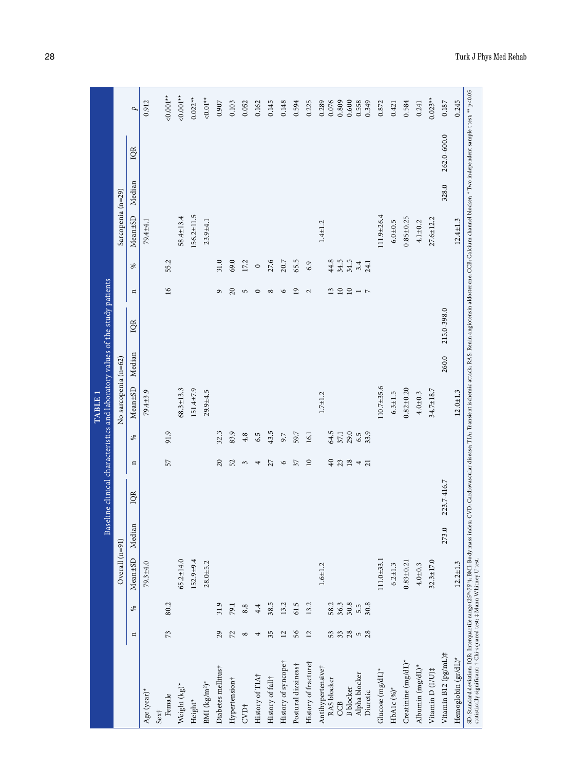**TABLE 1**

Baseline clinical characteristics and laboratory values of the study patients

| | Overall (n=91) | | | | | No sarcopenia (n=62) | | | | | Sarcopenia (n=29) | | | | | |
|---|---|---|---|---|---|---|---|---|---|---|---|---|---|---|---|---|
| | n | % | Mean±SD | Median | IQR | n | % | Mean±SD | Median | IQR | n | % | Mean±SD | Median | IQR | *p* |
| Age (year)* | | | 79.3±4.0 | | | | | 79.4±3.9 | | | | | 79.4±4.1 | | | 0.912 |
| Sex† | | | | | | | | | | | | | | | | |
| Female | 73 | 80.2 | | | | 57 | 91.9 | | | | 16 | 55.2 | | | | <0.001** |
| Weight (kg)* | | | 65.2±14.0 | | | | | 68.3±13.3 | | | | | 58.4±13.4 | | | <0.001** |
| Height* | | | 152.9±9.4 | | | | | 151.4±7.9 | | | | | 156.2±11.5 | | | 0.022** |
| BMI (kg/m²)* | | | 28.0±5.2 | | | | | 29.9±4.5 | | | | | 23.9±4.1 | | | <0.01** |
| Diabetes mellitus† | 29 | 31.9 | | | | 20 | 32.3 | | | | 9 | 31.0 | | | | 0.907 |
| Hypertension† | 72 | 79.1 | | | | 52 | 83.9 | | | | 20 | 69.0 | | | | 0.103 |
| CVD† | 8 | 8.8 | | | | 3 | 4.8 | | | | 5 | 17.2 | | | | 0.052 |
| History of TIA† | 4 | 4.4 | | | | 4 | 6.5 | | | | 0 | 0 | | | | 0.162 |
| History of fall† | 35 | 38.5 | | | | 27 | 43.5 | | | | 8 | 27.6 | | | | 0.145 |
| History of syncope† | 12 | 13.2 | | | | 6 | 9.7 | | | | 6 | 20.7 | | | | 0.148 |
| Postural dizziness† | 56 | 61.5 | | | | 37 | 59.7 | | | | 19 | 65.5 | | | | 0.594 |
| History of fracture† | 12 | 13.2 | | | | 10 | 16.1 | | | | 2 | 6.9 | | | | 0.225 |
| Antihypertensive† | | | 1.6±1.2 | | | | | 1.7±1.2 | | | | | 1.4±1.2 | | | 0.289 |
| RAS blocker | 53 | 58.2 | | | | 40 | 64.5 | | | | 13 | 44.8 | | | | 0.076 |
| CCB | 33 | 36.3 | | | | 23 | 37.1 | | | | 10 | 34.5 | | | | 0.809 |
| B blocker | 28 | 30.8 | | | | 18 | 29.0 | | | | 10 | 34.5 | | | | 0.600 |
| Alpha blocker | 5 | 5.5 | | | | 4 | 6.5 | | | | 1 | 3.4 | | | | 0.558 |
| Diuretic | 28 | 30.8 | | | | 21 | 33.9 | | | | 7 | 24.1 | | | | 0.349 |
| Glucose (mg/dL)* | | | 111.0±33.1 | | | | | 110.7±35.6 | | | | | 111.9±26.4 | | | 0.872 |
| HbA1c (%)* | | | 6.2±1.3 | | | | | 6.3±1.5 | | | | | 6.0±0.5 | | | 0.421 |
| Creatinine (mg/dL)* | | | 0.83±0.21 | | | | | 0.82±0.20 | | | | | 0.85±0.25 | | | 0.584 |
| Albumin (mg/dL)* | | | 4.0±0.3 | | | | | 4.0±0.3 | | | | | 4.1±0.2 | | | 0.241 |
| Vitamin D (I/U)‡ | | | 32.3±17.0 | | | | | 34.7±18.7 | | | | | 27.6±12.2 | | | 0.023** |
| Vitamin B12 (pg/mL)‡ | | | | 273.0 | 223.7-416.7 | | | | 260.0 | 215.0-398.0 | | | | 328.0 | 262.0-600.0 | 0.187 |
| Hemoglobin (gr/dL)* | | | 12.2±1.3 | | | | | 12.0±1.3 | | | | | 12.4±1.3 | | | 0.245 |

SD: Standard deviation; IQR: Interquartile range (25th-75th); BMI: Body mass index; CVD: Cardiovascular disease; TIA: Transient ischemic attack; RAS: Renin angiotensin aldosterone; CCB: Calcium channel blocker; * Two independent sample t test; ** p<0.05 statistically significant; † Chi-squared test; ‡ Mann Whitney U test.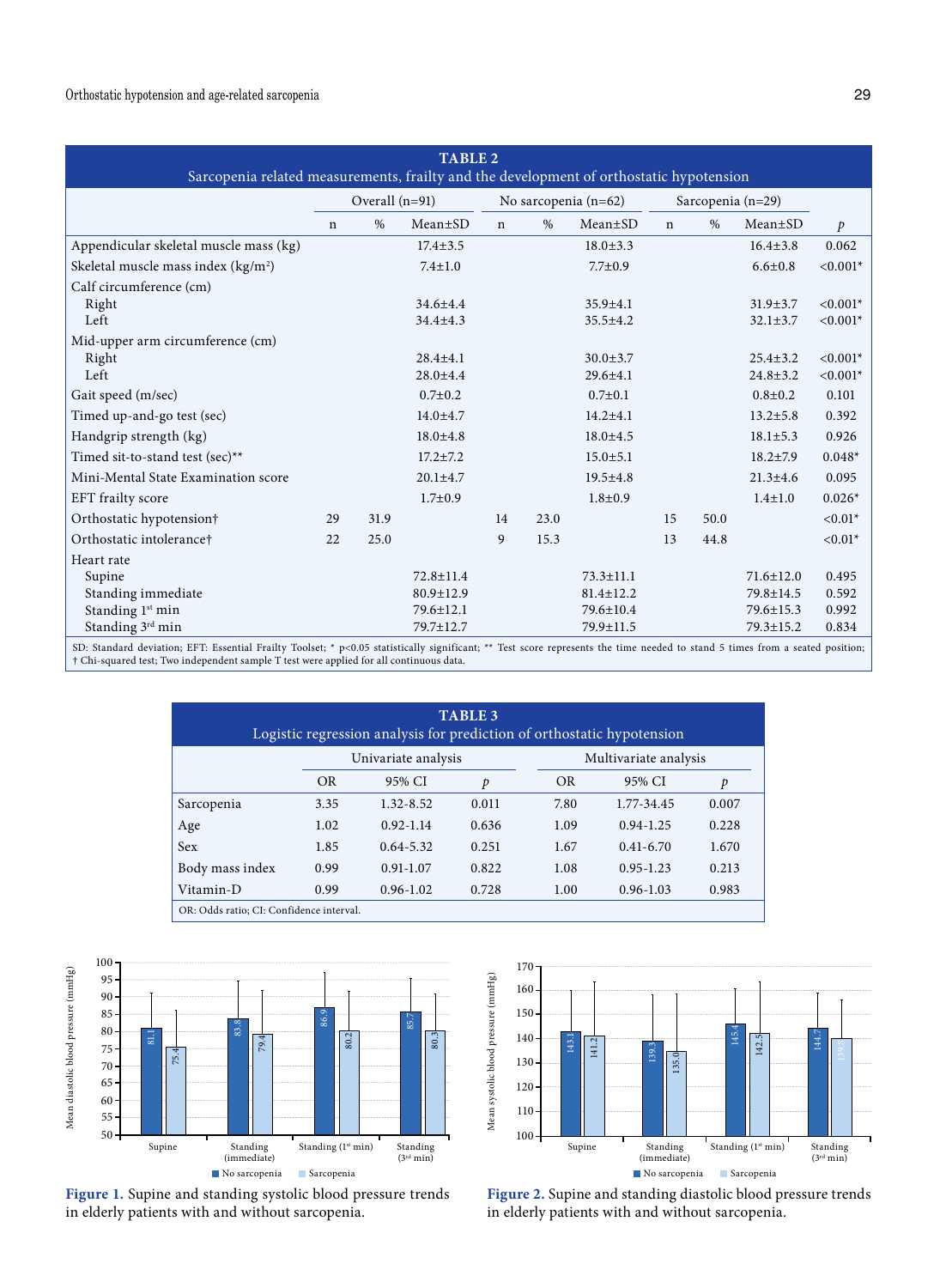**TABLE 2**
**Sarcopenia related measurements, frailty and the development of orthostatic hypotension**

| | Overall (n=91) | | | No sarcopenia (n=62) | | | Sarcopenia (n=29) | | | |
|---|---|---|---|---|---|---|---|---|---|---|
| | n | % | Mean±SD | n | % | Mean±SD | n | % | Mean±SD | *p* |
| Appendicular skeletal muscle mass (kg) | | | 17.4±3.5 | | | 18.0±3.3 | | | 16.4±3.8 | 0.062 |
| Skeletal muscle mass index (kg/m$^2$) | | | 7.4±1.0 | | | 7.7±0.9 | | | 6.6±0.8 | <0.001* |
| Calf circumference (cm) | | | | | | | | | | |
| Right | | | 34.6±4.4 | | | 35.9±4.1 | | | 31.9±3.7 | <0.001* |
| Left | | | 34.4±4.3 | | | 35.5±4.2 | | | 32.1±3.7 | <0.001* |
| Mid-upper arm circumference (cm) | | | | | | | | | | |
| Right | | | 28.4±4.1 | | | 30.0±3.7 | | | 25.4±3.2 | <0.001* |
| Left | | | 28.0±4.4 | | | 29.6±4.1 | | | 24.8±3.2 | <0.001* |
| Gait speed (m/sec) | | | 0.7±0.2 | | | 0.7±0.1 | | | 0.8±0.2 | 0.101 |
| Timed up-and-go test (sec) | | | 14.0±4.7 | | | 14.2±4.1 | | | 13.2±5.8 | 0.392 |
| Handgrip strength (kg) | | | 18.0±4.8 | | | 18.0±4.5 | | | 18.1±5.3 | 0.926 |
| Timed sit-to-stand test (sec)** | | | 17.2±7.2 | | | 15.0±5.1 | | | 18.2±7.9 | 0.048* |
| Mini-Mental State Examination score | | | 20.1±4.7 | | | 19.5±4.8 | | | 21.3±4.6 | 0.095 |
| EFT frailty score | | | 1.7±0.9 | | | 1.8±0.9 | | | 1.4±1.0 | 0.026* |
| Orthostatic hypotension† | 29 | 31.9 | | 14 | 23.0 | | 15 | 50.0 | | <0.01* |
| Orthostatic intolerance† | 22 | 25.0 | | 9 | 15.3 | | 13 | 44.8 | | <0.01* |
| Heart rate | | | | | | | | | | |
| Supine | | | 72.8±11.4 | | | 73.3±11.1 | | | 71.6±12.0 | 0.495 |
| Standing immediate | | | 80.9±12.9 | | | 81.4±12.2 | | | 79.8±14.5 | 0.592 |
| Standing 1st min | | | 79.6±12.1 | | | 79.6±10.4 | | | 79.6±15.3 | 0.992 |
| Standing 3rd min | | | 79.7±12.7 | | | 79.9±11.5 | | | 79.3±15.2 | 0.834 |

SD: Standard deviation; EFT: Essential Frailty Toolset; * p<0.05 statistically significant; ** Test score represents the time needed to stand 5 times from a seated position; † Chi-squared test; Two independent sample T test were applied for all continuous data.

**TABLE 3**
**Logistic regression analysis for prediction of orthostatic hypotension**

| | Univariate analysis | | | Multivariate analysis | | |
|---|---|---|---|---|---|---|
| | OR | 95% CI | *p* | OR | 95% CI | *p* |
| Sarcopenia | 3.35 | 1.32-8.52 | 0.011 | 7.80 | 1.77-34.45 | 0.007 |
| Age | 1.02 | 0.92-1.14 | 0.636 | 1.09 | 0.94-1.25 | 0.228 |
| Sex | 1.85 | 0.64-5.32 | 0.251 | 1.67 | 0.41-6.70 | 1.670 |
| Body mass index | 0.99 | 0.91-1.07 | 0.822 | 1.08 | 0.95-1.23 | 0.213 |
| Vitamin-D | 0.99 | 0.96-1.02 | 0.728 | 1.00 | 0.96-1.03 | 0.983 |

OR: Odds ratio; CI: Confidence interval.

**Figure 1.** Supine and standing systolic blood pressure trends in elderly patients with and without sarcopenia.

**Figure 2.** Supine and standing diastolic blood pressure trends in elderly patients with and without sarcopenia.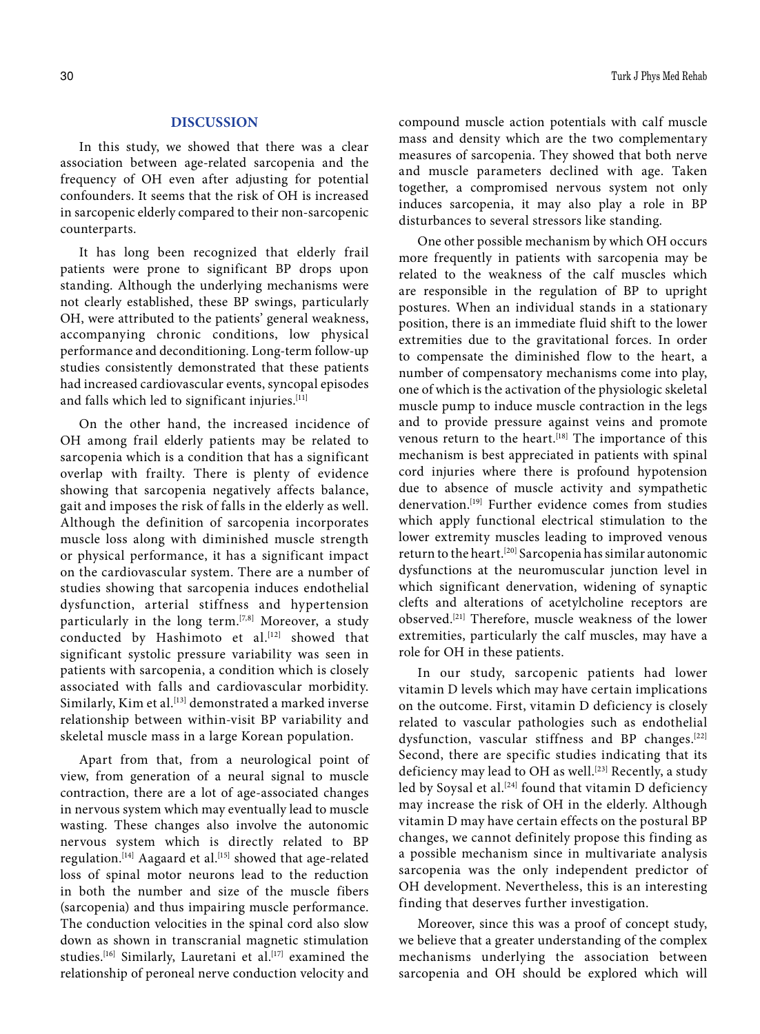## DISCUSSION

In this study, we showed that there was a clear association between age-related sarcopenia and the frequency of OH even after adjusting for potential confounders. It seems that the risk of OH is increased in sarcopenic elderly compared to their non-sarcopenic counterparts.

It has long been recognized that elderly frail patients were prone to significant BP drops upon standing. Although the underlying mechanisms were not clearly established, these BP swings, particularly OH, were attributed to the patients' general weakness, accompanying chronic conditions, low physical performance and deconditioning. Long-term follow-up studies consistently demonstrated that these patients had increased cardiovascular events, syncopal episodes and falls which led to significant injuries.[11]

On the other hand, the increased incidence of OH among frail elderly patients may be related to sarcopenia which is a condition that has a significant overlap with frailty. There is plenty of evidence showing that sarcopenia negatively affects balance, gait and imposes the risk of falls in the elderly as well. Although the definition of sarcopenia incorporates muscle loss along with diminished muscle strength or physical performance, it has a significant impact on the cardiovascular system. There are a number of studies showing that sarcopenia induces endothelial dysfunction, arterial stiffness and hypertension particularly in the long term.[7,8] Moreover, a study conducted by Hashimoto et al.[12] showed that significant systolic pressure variability was seen in patients with sarcopenia, a condition which is closely associated with falls and cardiovascular morbidity. Similarly, Kim et al.[13] demonstrated a marked inverse relationship between within-visit BP variability and skeletal muscle mass in a large Korean population.

Apart from that, from a neurological point of view, from generation of a neural signal to muscle contraction, there are a lot of age-associated changes in nervous system which may eventually lead to muscle wasting. These changes also involve the autonomic nervous system which is directly related to BP regulation.[14] Aagaard et al.[15] showed that age-related loss of spinal motor neurons lead to the reduction in both the number and size of the muscle fibers (sarcopenia) and thus impairing muscle performance. The conduction velocities in the spinal cord also slow down as shown in transcranial magnetic stimulation studies.[16] Similarly, Lauretani et al.[17] examined the relationship of peroneal nerve conduction velocity and compound muscle action potentials with calf muscle mass and density which are the two complementary measures of sarcopenia. They showed that both nerve and muscle parameters declined with age. Taken together, a compromised nervous system not only induces sarcopenia, it may also play a role in BP disturbances to several stressors like standing.

One other possible mechanism by which OH occurs more frequently in patients with sarcopenia may be related to the weakness of the calf muscles which are responsible in the regulation of BP to upright postures. When an individual stands in a stationary position, there is an immediate fluid shift to the lower extremities due to the gravitational forces. In order to compensate the diminished flow to the heart, a number of compensatory mechanisms come into play, one of which is the activation of the physiologic skeletal muscle pump to induce muscle contraction in the legs and to provide pressure against veins and promote venous return to the heart.[18] The importance of this mechanism is best appreciated in patients with spinal cord injuries where there is profound hypotension due to absence of muscle activity and sympathetic denervation.[19] Further evidence comes from studies which apply functional electrical stimulation to the lower extremity muscles leading to improved venous return to the heart.[20] Sarcopenia has similar autonomic dysfunctions at the neuromuscular junction level in which significant denervation, widening of synaptic clefts and alterations of acetylcholine receptors are observed.[21] Therefore, muscle weakness of the lower extremities, particularly the calf muscles, may have a role for OH in these patients.

In our study, sarcopenic patients had lower vitamin D levels which may have certain implications on the outcome. First, vitamin D deficiency is closely related to vascular pathologies such as endothelial dysfunction, vascular stiffness and BP changes.[22] Second, there are specific studies indicating that its deficiency may lead to OH as well.[23] Recently, a study led by Soysal et al.[24] found that vitamin D deficiency may increase the risk of OH in the elderly. Although vitamin D may have certain effects on the postural BP changes, we cannot definitely propose this finding as a possible mechanism since in multivariate analysis sarcopenia was the only independent predictor of OH development. Nevertheless, this is an interesting finding that deserves further investigation.

Moreover, since this was a proof of concept study, we believe that a greater understanding of the complex mechanisms underlying the association between sarcopenia and OH should be explored which will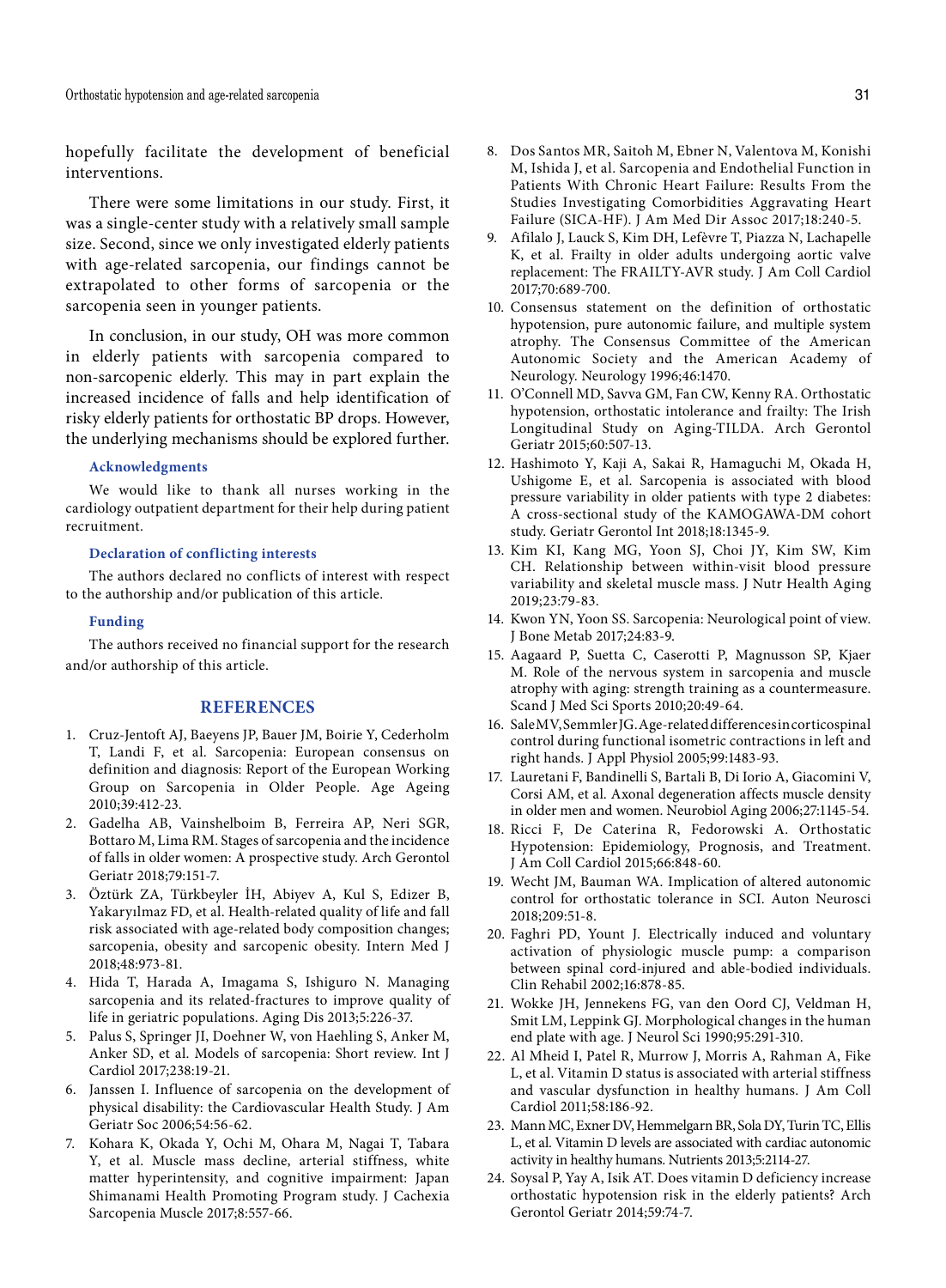hopefully facilitate the development of beneficial interventions.

There were some limitations in our study. First, it was a single-center study with a relatively small sample size. Second, since we only investigated elderly patients with age-related sarcopenia, our findings cannot be extrapolated to other forms of sarcopenia or the sarcopenia seen in younger patients.

In conclusion, in our study, OH was more common in elderly patients with sarcopenia compared to non-sarcopenic elderly. This may in part explain the increased incidence of falls and help identification of risky elderly patients for orthostatic BP drops. However, the underlying mechanisms should be explored further.

### Acknowledgments

We would like to thank all nurses working in the cardiology outpatient department for their help during patient recruitment.

### Declaration of conflicting interests

The authors declared no conflicts of interest with respect to the authorship and/or publication of this article.

### Funding

The authors received no financial support for the research and/or authorship of this article.

## REFERENCES

1. Cruz-Jentoft AJ, Baeyens JP, Bauer JM, Boirie Y, Cederholm T, Landi F, et al. Sarcopenia: European consensus on definition and diagnosis: Report of the European Working Group on Sarcopenia in Older People. Age Ageing 2010;39:412-23.
2. Gadelha AB, Vainshelboim B, Ferreira AP, Neri SGR, Bottaro M, Lima RM. Stages of sarcopenia and the incidence of falls in older women: A prospective study. Arch Gerontol Geriatr 2018;79:151-7.
3. Öztürk ZA, Türkbeyler İH, Abiyev A, Kul S, Edizer B, Yakaryılmaz FD, et al. Health-related quality of life and fall risk associated with age-related body composition changes; sarcopenia, obesity and sarcopenic obesity. Intern Med J 2018;48:973-81.
4. Hida T, Harada A, Imagama S, Ishiguro N. Managing sarcopenia and its related-fractures to improve quality of life in geriatric populations. Aging Dis 2013;5:226-37.
5. Palus S, Springer JI, Doehner W, von Haehling S, Anker M, Anker SD, et al. Models of sarcopenia: Short review. Int J Cardiol 2017;238:19-21.
6. Janssen I. Influence of sarcopenia on the development of physical disability: the Cardiovascular Health Study. J Am Geriatr Soc 2006;54:56-62.
7. Kohara K, Okada Y, Ochi M, Ohara M, Nagai T, Tabara Y, et al. Muscle mass decline, arterial stiffness, white matter hyperintensity, and cognitive impairment: Japan Shimanami Health Promoting Program study. J Cachexia Sarcopenia Muscle 2017;8:557-66.
8. Dos Santos MR, Saitoh M, Ebner N, Valentova M, Konishi M, Ishida J, et al. Sarcopenia and Endothelial Function in Patients With Chronic Heart Failure: Results From the Studies Investigating Comorbidities Aggravating Heart Failure (SICA-HF). J Am Med Dir Assoc 2017;18:240-5.
9. Afilalo J, Lauck S, Kim DH, Lefèvre T, Piazza N, Lachapelle K, et al. Frailty in older adults undergoing aortic valve replacement: The FRAILTY-AVR study. J Am Coll Cardiol 2017;70:689-700.
10. Consensus statement on the definition of orthostatic hypotension, pure autonomic failure, and multiple system atrophy. The Consensus Committee of the American Autonomic Society and the American Academy of Neurology. Neurology 1996;46:1470.
11. O'Connell MD, Savva GM, Fan CW, Kenny RA. Orthostatic hypotension, orthostatic intolerance and frailty: The Irish Longitudinal Study on Aging-TILDA. Arch Gerontol Geriatr 2015;60:507-13.
12. Hashimoto Y, Kaji A, Sakai R, Hamaguchi M, Okada H, Ushigome E, et al. Sarcopenia is associated with blood pressure variability in older patients with type 2 diabetes: A cross-sectional study of the KAMOGAWA-DM cohort study. Geriatr Gerontol Int 2018;18:1345-9.
13. Kim KI, Kang MG, Yoon SJ, Choi JY, Kim SW, Kim CH. Relationship between within-visit blood pressure variability and skeletal muscle mass. J Nutr Health Aging 2019;23:79-83.
14. Kwon YN, Yoon SS. Sarcopenia: Neurological point of view. J Bone Metab 2017;24:83-9.
15. Aagaard P, Suetta C, Caserotti P, Magnusson SP, Kjaer M. Role of the nervous system in sarcopenia and muscle atrophy with aging: strength training as a countermeasure. Scand J Med Sci Sports 2010;20:49-64.
16. Sale MV, Semmler JG. Age-related differences in corticospinal control during functional isometric contractions in left and right hands. J Appl Physiol 2005;99:1483-93.
17. Lauretani F, Bandinelli S, Bartali B, Di Iorio A, Giacomini V, Corsi AM, et al. Axonal degeneration affects muscle density in older men and women. Neurobiol Aging 2006;27:1145-54.
18. Ricci F, De Caterina R, Fedorowski A. Orthostatic Hypotension: Epidemiology, Prognosis, and Treatment. J Am Coll Cardiol 2015;66:848-60.
19. Wecht JM, Bauman WA. Implication of altered autonomic control for orthostatic tolerance in SCI. Auton Neurosci 2018;209:51-8.
20. Faghri PD, Yount J. Electrically induced and voluntary activation of physiologic muscle pump: a comparison between spinal cord-injured and able-bodied individuals. Clin Rehabil 2002;16:878-85.
21. Wokke JH, Jennekens FG, van den Oord CJ, Veldman H, Smit LM, Leppink GJ. Morphological changes in the human end plate with age. J Neurol Sci 1990;95:291-310.
22. Al Mheid I, Patel R, Murrow J, Morris A, Rahman A, Fike L, et al. Vitamin D status is associated with arterial stiffness and vascular dysfunction in healthy humans. J Am Coll Cardiol 2011;58:186-92.
23. Mann MC, Exner DV, Hemmelgarn BR, Sola DY, Turin TC, Ellis L, et al. Vitamin D levels are associated with cardiac autonomic activity in healthy humans. Nutrients 2013;5:2114-27.
24. Soysal P, Yay A, Isik AT. Does vitamin D deficiency increase orthostatic hypotension risk in the elderly patients? Arch Gerontol Geriatr 2014;59:74-7.